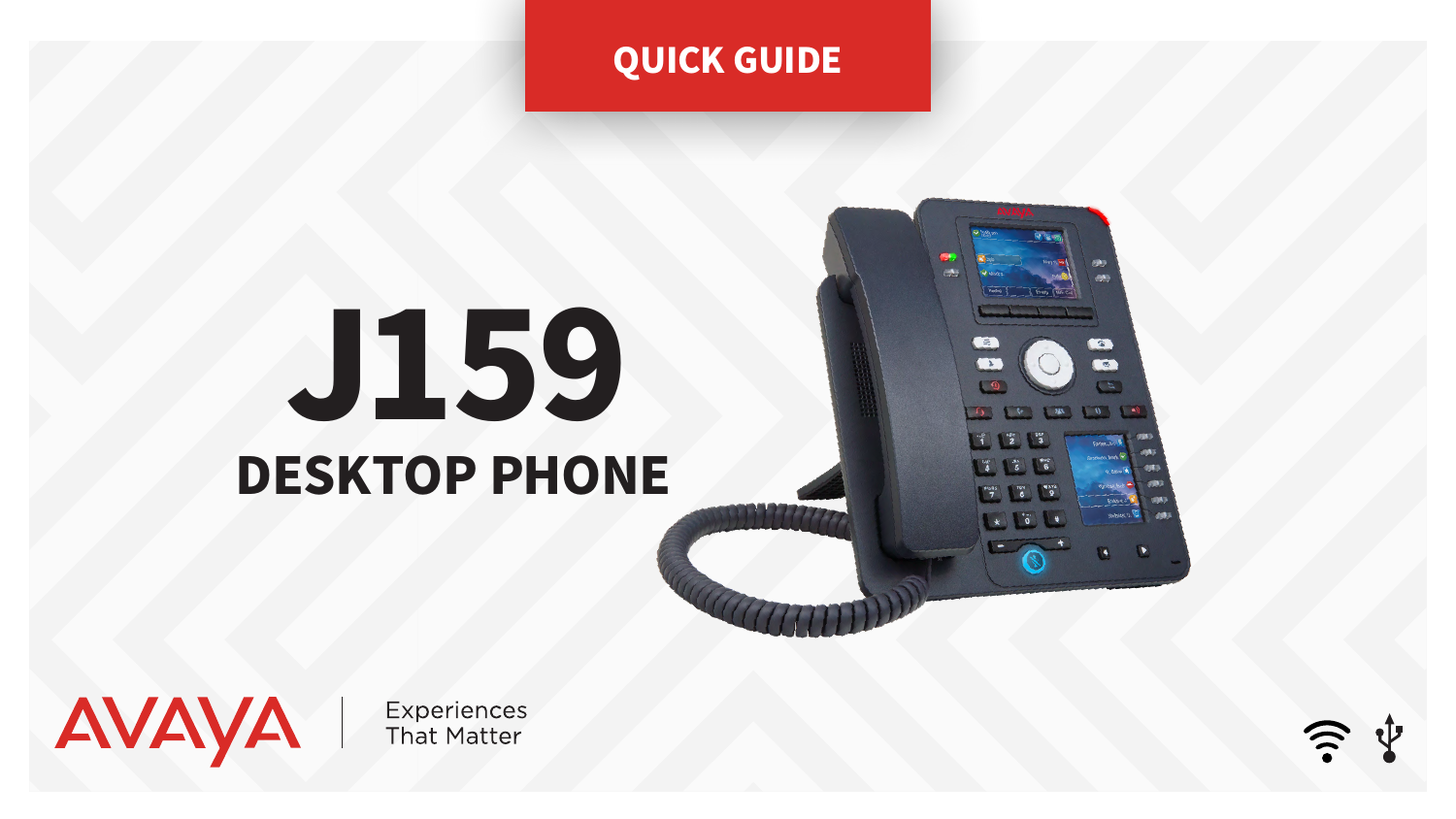QUICK GUIDE

# J159

## DESKTOP PHONE

AVAYA | Experiences That Matter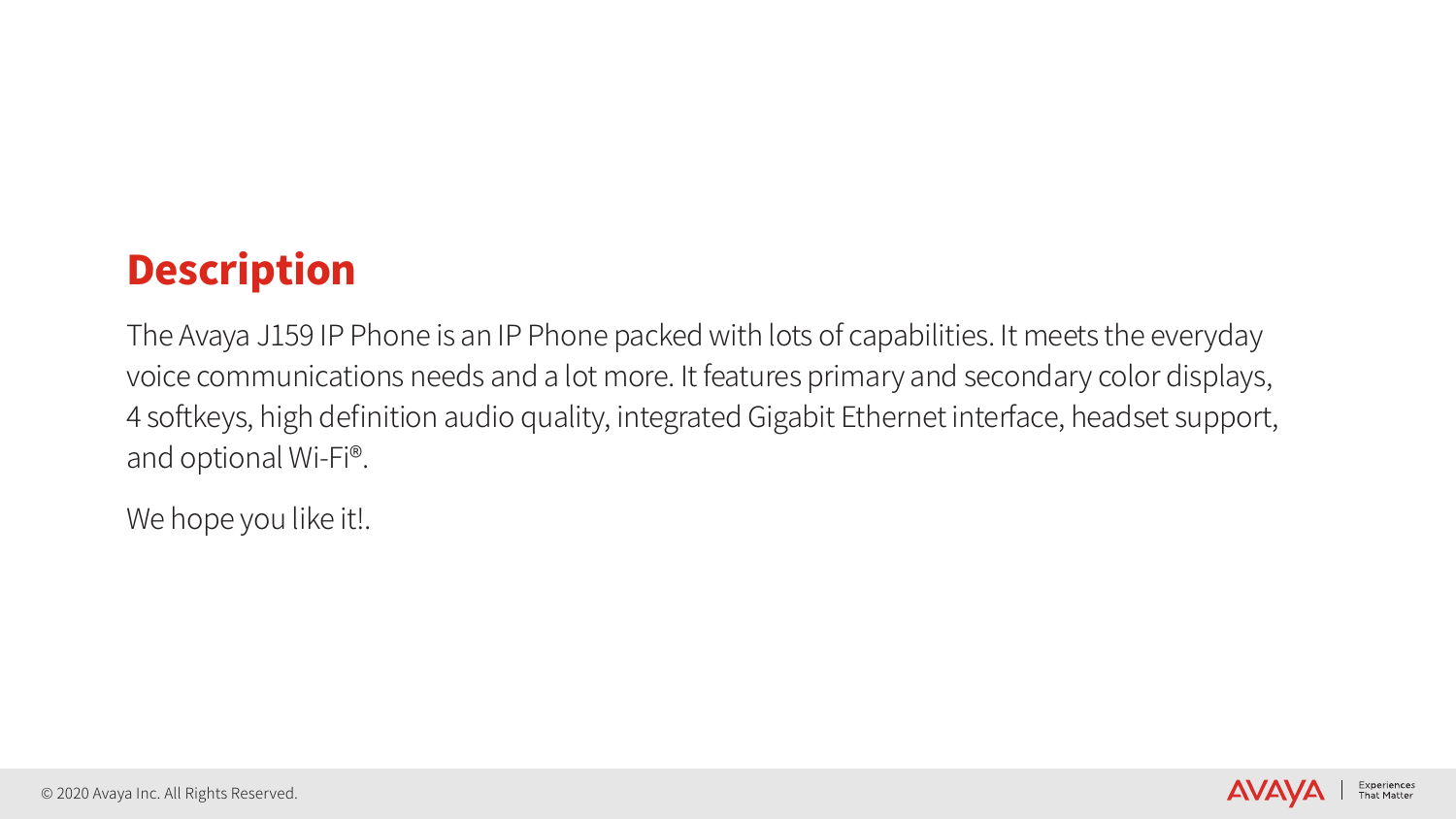## Description

The Avaya J159 IP Phone is an IP Phone packed with lots of capabilities. It meets the everyday voice communications needs and a lot more. It features primary and secondary color displays, 4 softkeys, high definition audio quality, integrated Gigabit Ethernet interface, headset support, and optional Wi-Fi®.

We hope you like it!.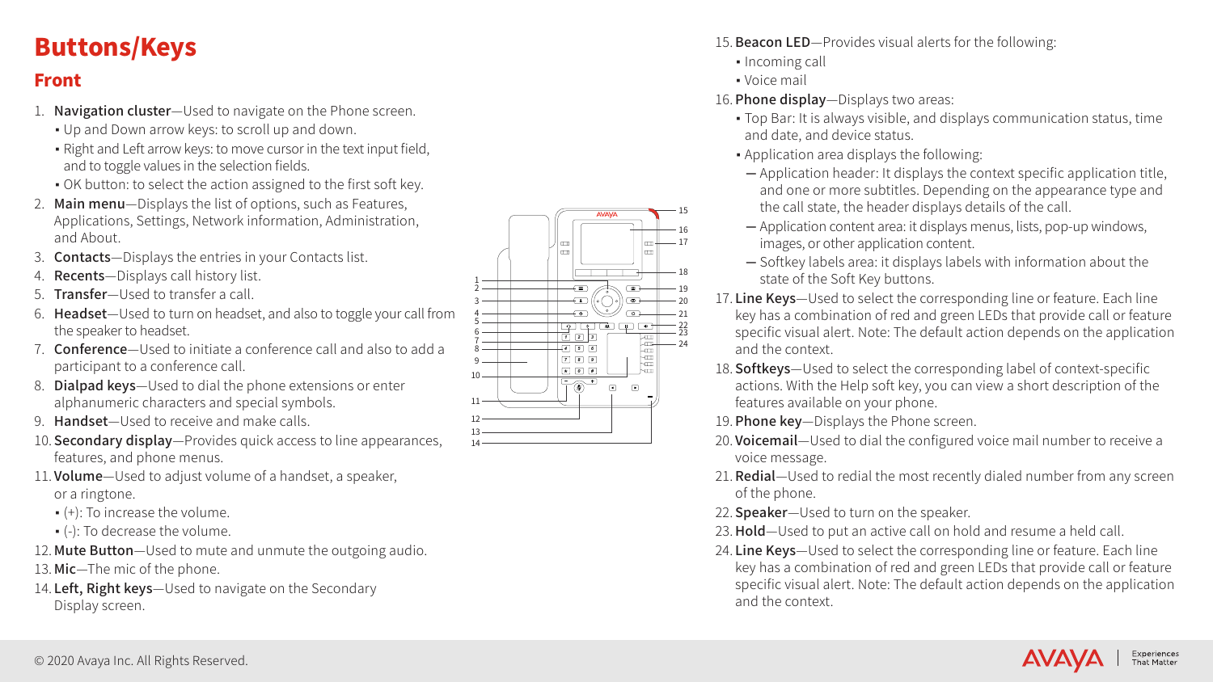# Buttons/Keys

## Front

1. **Navigation cluster**—Used to navigate on the Phone screen.
   - Up and Down arrow keys: to scroll up and down.
   - Right and Left arrow keys: to move cursor in the text input field, and to toggle values in the selection fields.
   - OK button: to select the action assigned to the first soft key.
2. **Main menu**—Displays the list of options, such as Features, Applications, Settings, Network information, Administration, and About.
3. **Contacts**—Displays the entries in your Contacts list.
4. **Recents**—Displays call history list.
5. **Transfer**—Used to transfer a call.
6. **Headset**—Used to turn on headset, and also to toggle your call from the speaker to headset.
7. **Conference**—Used to initiate a conference call and also to add a participant to a conference call.
8. **Dialpad keys**—Used to dial the phone extensions or enter alphanumeric characters and special symbols.
9. **Handset**—Used to receive and make calls.
10. **Secondary display**—Provides quick access to line appearances, features, and phone menus.
11. **Volume**—Used to adjust volume of a handset, a speaker, or a ringtone.
    - (+): To increase the volume.
    - (-): To decrease the volume.
12. **Mute Button**—Used to mute and unmute the outgoing audio.
13. **Mic**—The mic of the phone.
14. **Left, Right keys**—Used to navigate on the Secondary Display screen.
15. **Beacon LED**—Provides visual alerts for the following:
    - Incoming call
    - Voice mail
16. **Phone display**—Displays two areas:
    - Top Bar: It is always visible, and displays communication status, time and date, and device status.
    - Application area displays the following:
      - Application header: It displays the context specific application title, and one or more subtitles. Depending on the appearance type and the call state, the header displays details of the call.
      - Application content area: it displays menus, lists, pop-up windows, images, or other application content.
      - Softkey labels area: it displays labels with information about the state of the Soft Key buttons.
17. **Line Keys**—Used to select the corresponding line or feature. Each line key has a combination of red and green LEDs that provide call or feature specific visual alert. Note: The default action depends on the application and the context.
18. **Softkeys**—Used to select the corresponding label of context-specific actions. With the Help soft key, you can view a short description of the features available on your phone.
19. **Phone key**—Displays the Phone screen.
20. **Voicemail**—Used to dial the configured voice mail number to receive a voice message.
21. **Redial**—Used to redial the most recently dialed number from any screen of the phone.
22. **Speaker**—Used to turn on the speaker.
23. **Hold**—Used to put an active call on hold and resume a held call.
24. **Line Keys**—Used to select the corresponding line or feature. Each line key has a combination of red and green LEDs that provide call or feature specific visual alert. Note: The default action depends on the application and the context.

© 2020 Avaya Inc. All Rights Reserved.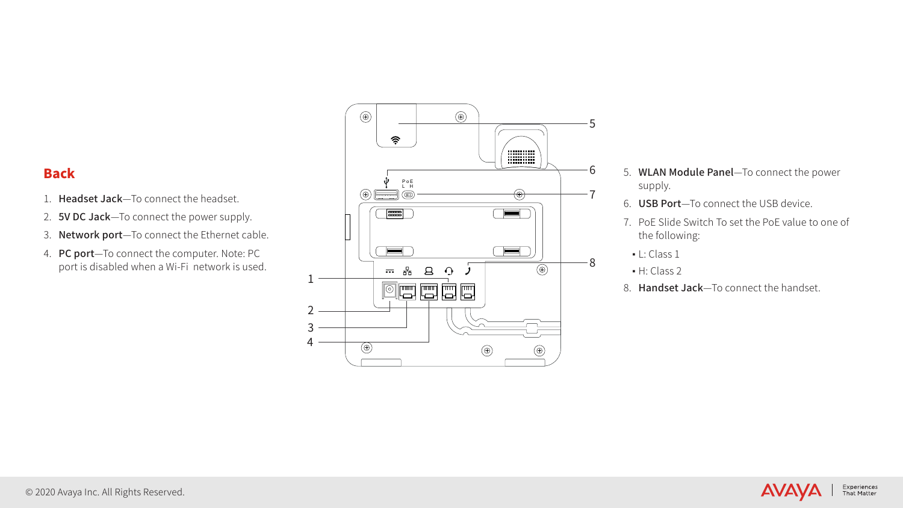## Back

1. **Headset Jack**—To connect the headset.
2. **5V DC Jack**—To connect the power supply.
3. **Network port**—To connect the Ethernet cable.
4. **PC port**—To connect the computer. Note: PC port is disabled when a Wi-Fi network is used.
5. **WLAN Module Panel**—To connect the power supply.
6. **USB Port**—To connect the USB device.
7. PoE Slide Switch To set the PoE value to one of the following:
   - L: Class 1
   - H: Class 2
8. **Handset Jack**—To connect the handset.

© 2020 Avaya Inc. All Rights Reserved.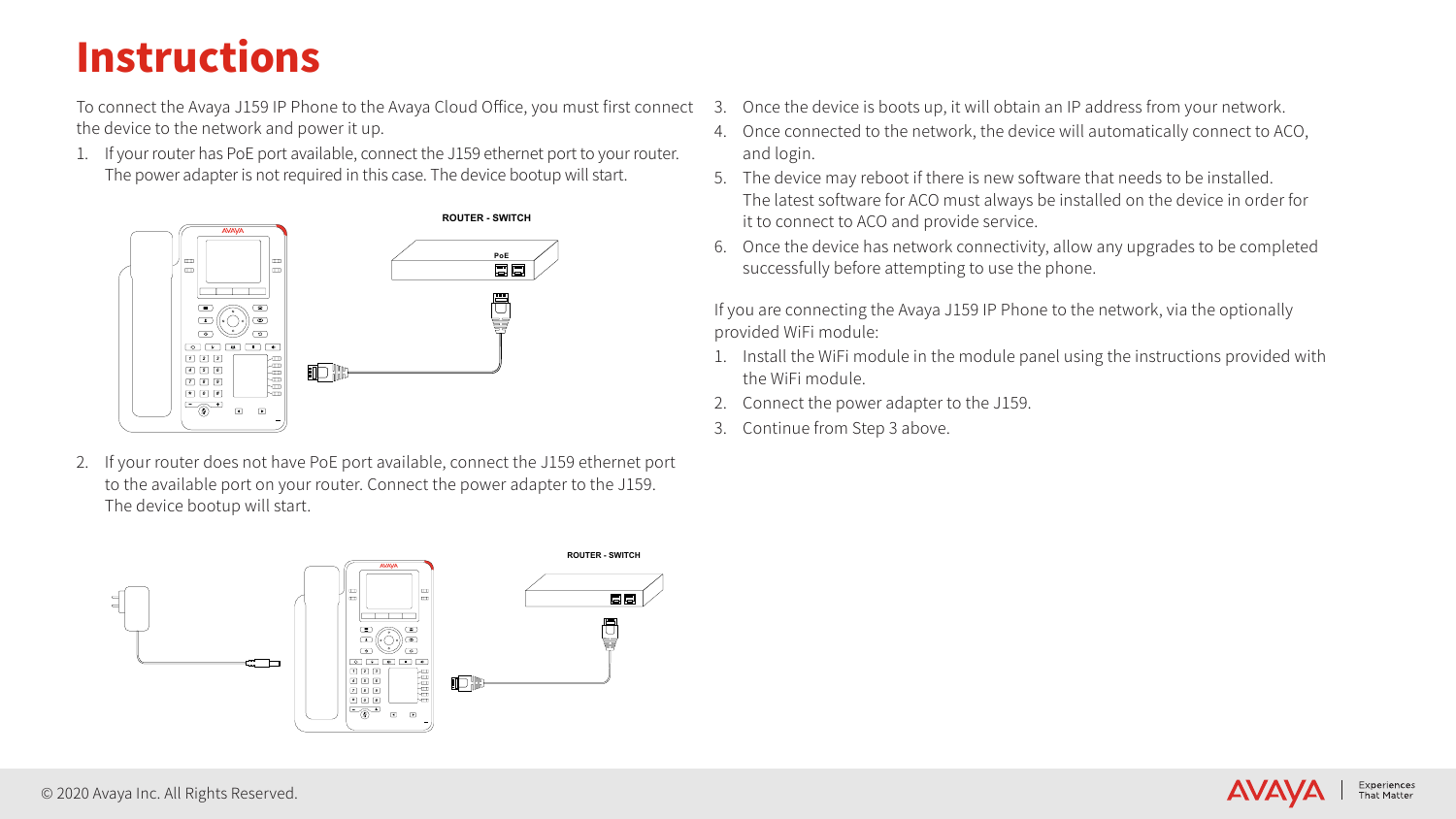# Instructions

To connect the Avaya J159 IP Phone to the Avaya Cloud Office, you must first connect the device to the network and power it up.

1. If your router has PoE port available, connect the J159 ethernet port to your router. The power adapter is not required in this case. The device bootup will start.

ROUTER - SWITCH

PoE

2. If your router does not have PoE port available, connect the J159 ethernet port to the available port on your router. Connect the power adapter to the J159. The device bootup will start.

ROUTER - SWITCH

3. Once the device is boots up, it will obtain an IP address from your network.
4. Once connected to the network, the device will automatically connect to ACO, and login.
5. The device may reboot if there is new software that needs to be installed. The latest software for ACO must always be installed on the device in order for it to connect to ACO and provide service.
6. Once the device has network connectivity, allow any upgrades to be completed successfully before attempting to use the phone.

If you are connecting the Avaya J159 IP Phone to the network, via the optionally provided WiFi module:

1. Install the WiFi module in the module panel using the instructions provided with the WiFi module.
2. Connect the power adapter to the J159.
3. Continue from Step 3 above.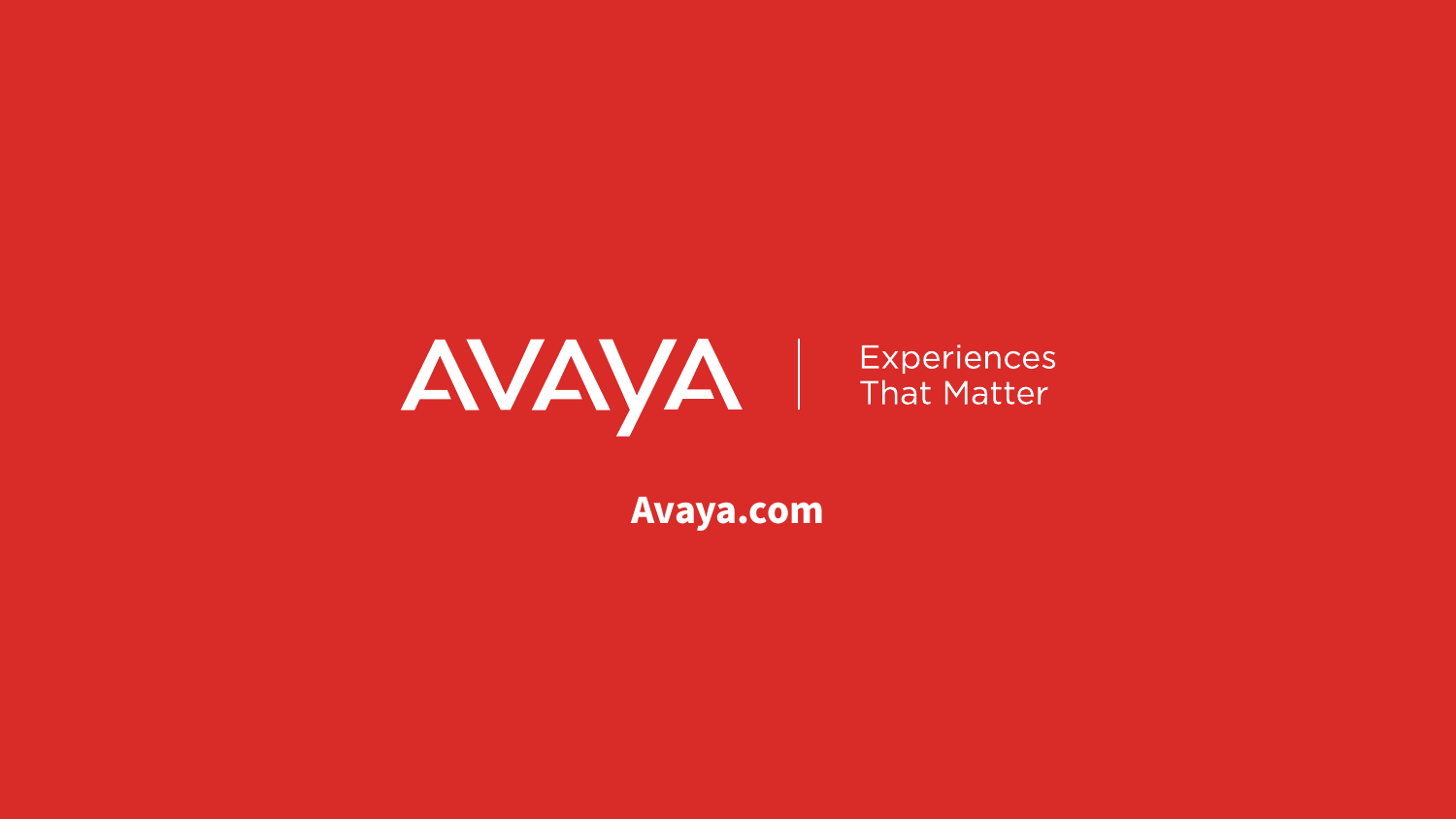AVAYA | Experiences That Matter

**Avaya.com**